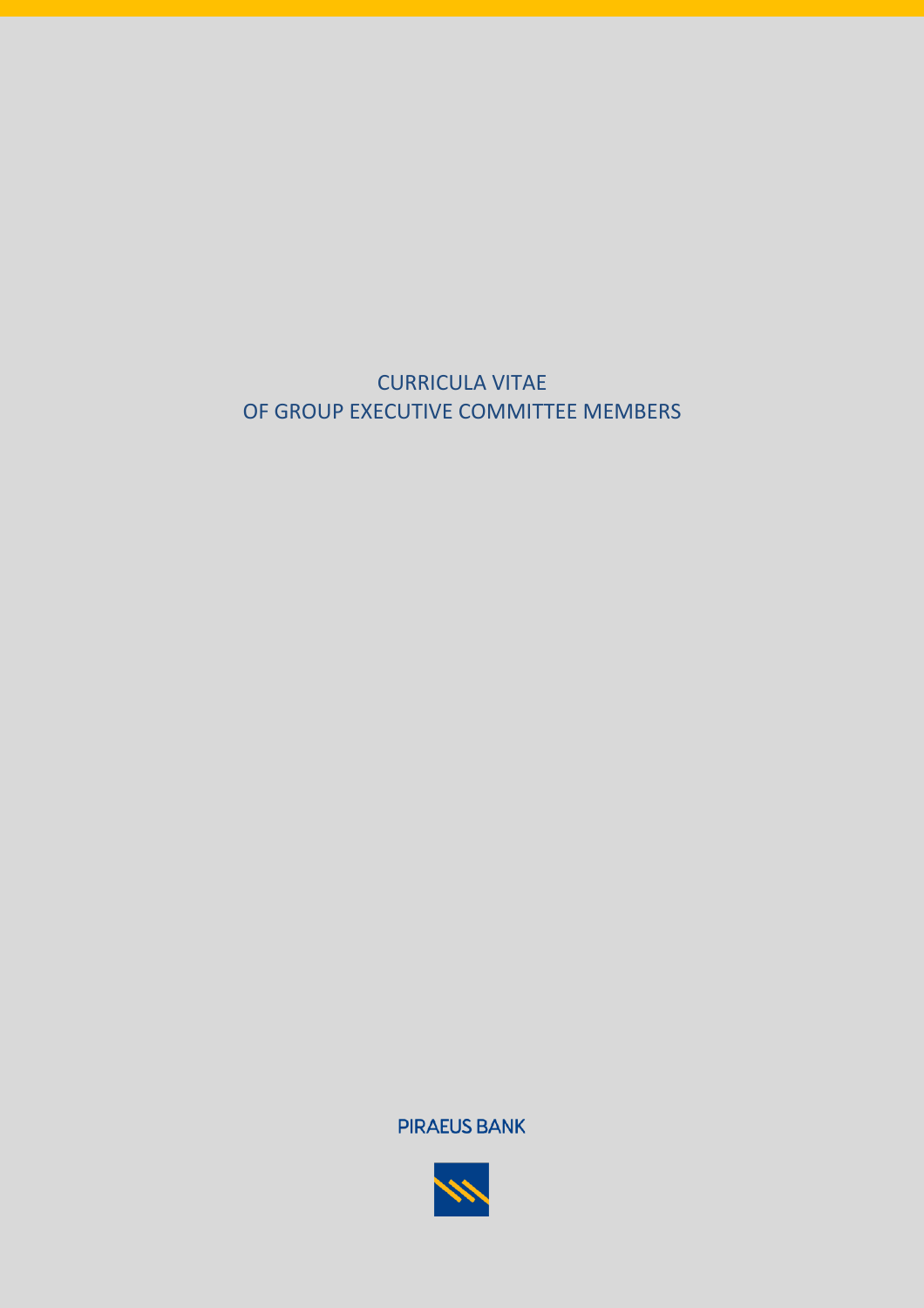# CURRICULA VITAE
# OF GROUP EXECUTIVE COMMITTEE MEMBERS

PIRAEUS BANK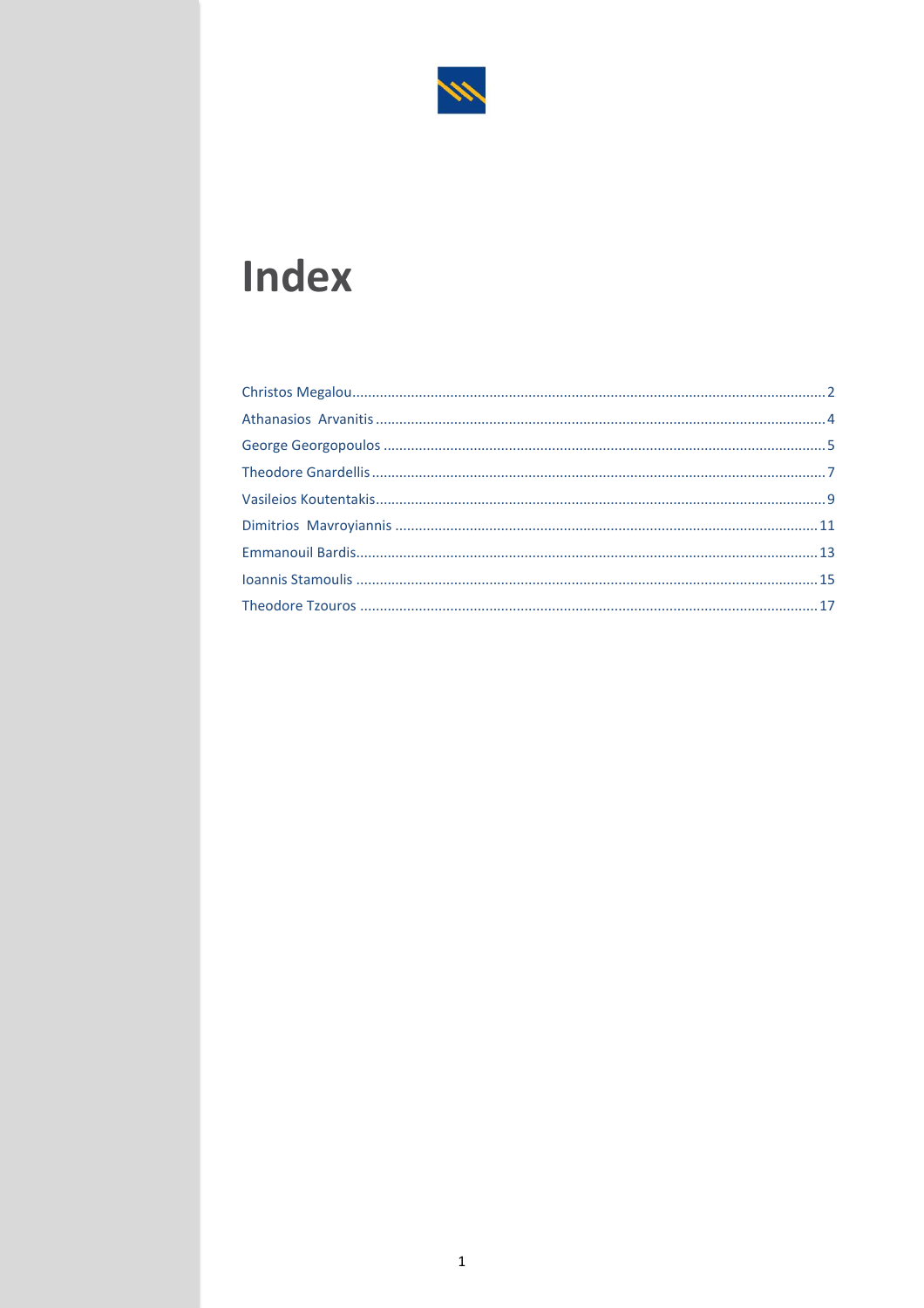# Index

Christos Megalou ........................................................................................................ 2
Athanasios Arvanitis .................................................................................................... 4
George Georgopoulos .................................................................................................. 5
Theodore Gnardellis ..................................................................................................... 7
Vasileios Koutentakis .................................................................................................... 9
Dimitrios Mavroyiannis ............................................................................................... 11
Emmanouil Bardis ....................................................................................................... 13
Ioannis Stamoulis ........................................................................................................ 15
Theodore Tzouros ....................................................................................................... 17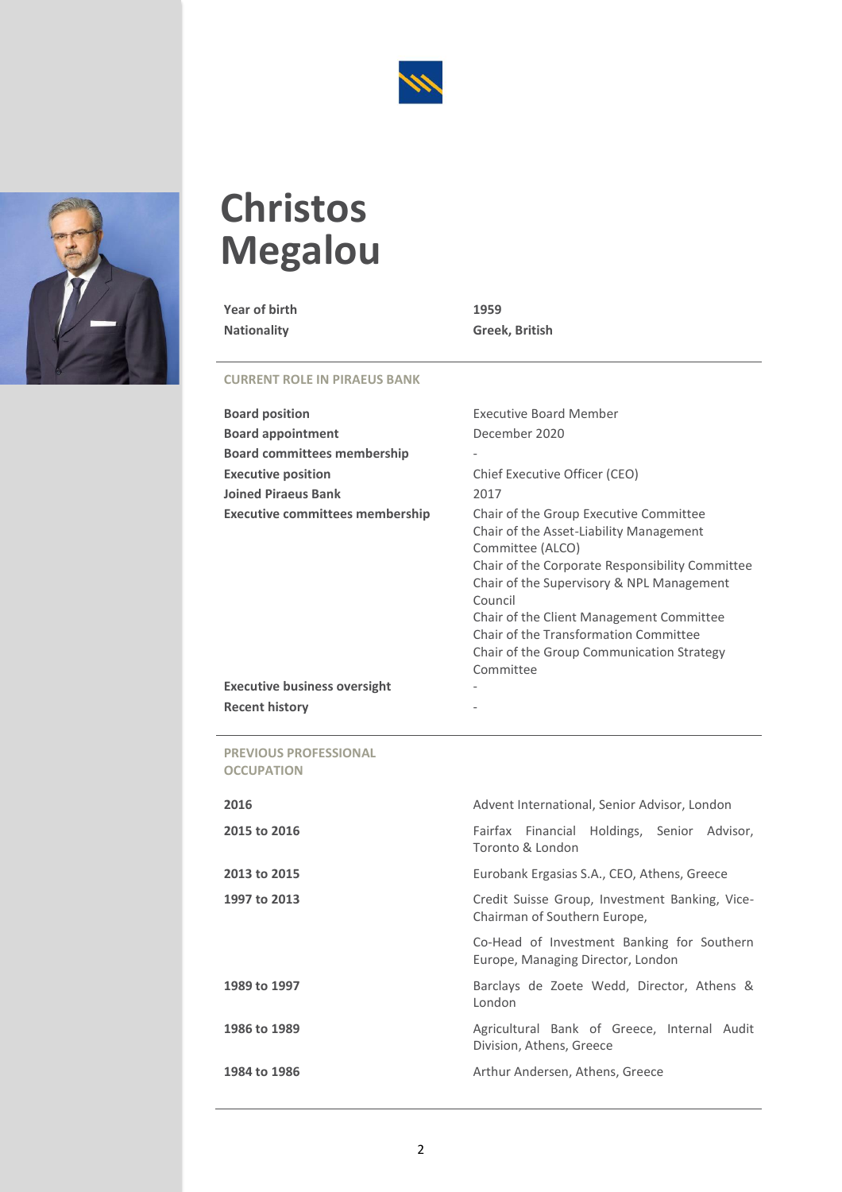# Christos Megalou

| | |
|---|---|
| **Year of birth** | **1959** |
| **Nationality** | **Greek, British** |

## CURRENT ROLE IN PIRAEUS BANK

| | |
|---|---|
| **Board position** | Executive Board Member |
| **Board appointment** | December 2020 |
| **Board committees membership** | - |
| **Executive position** | Chief Executive Officer (CEO) |
| **Joined Piraeus Bank** | 2017 |
| **Executive committees membership** | Chair of the Group Executive Committee<br>Chair of the Asset-Liability Management Committee (ALCO)<br>Chair of the Corporate Responsibility Committee<br>Chair of the Supervisory & NPL Management Council<br>Chair of the Client Management Committee<br>Chair of the Transformation Committee<br>Chair of the Group Communication Strategy Committee |
| **Executive business oversight** | - |
| **Recent history** | - |

## PREVIOUS PROFESSIONAL OCCUPATION

| | |
|---|---|
| **2016** | Advent International, Senior Advisor, London |
| **2015 to 2016** | Fairfax Financial Holdings, Senior Advisor, Toronto & London |
| **2013 to 2015** | Eurobank Ergasias S.A., CEO, Athens, Greece |
| **1997 to 2013** | Credit Suisse Group, Investment Banking, Vice-Chairman of Southern Europe,<br>Co-Head of Investment Banking for Southern Europe, Managing Director, London |
| **1989 to 1997** | Barclays de Zoete Wedd, Director, Athens & London |
| **1986 to 1989** | Agricultural Bank of Greece, Internal Audit Division, Athens, Greece |
| **1984 to 1986** | Arthur Andersen, Athens, Greece |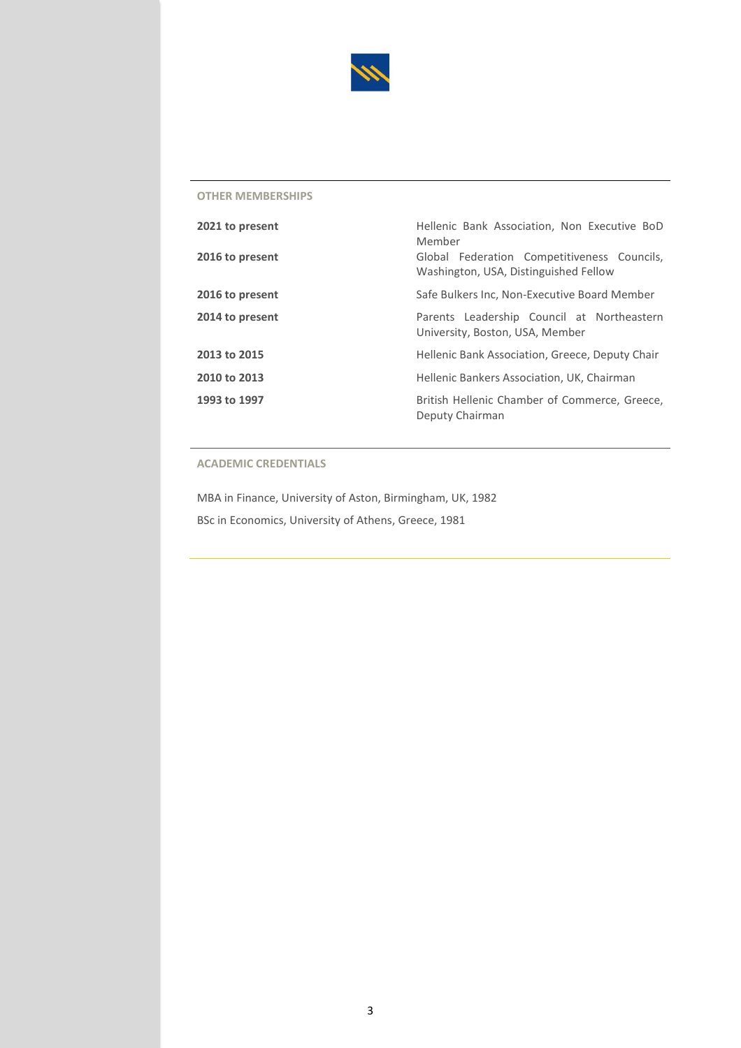## OTHER MEMBERSHIPS

| | |
|---|---|
| **2021 to present** | Hellenic Bank Association, Non Executive BoD Member |
| **2016 to present** | Global Federation Competitiveness Councils, Washington, USA, Distinguished Fellow |
| **2016 to present** | Safe Bulkers Inc, Non-Executive Board Member |
| **2014 to present** | Parents Leadership Council at Northeastern University, Boston, USA, Member |
| **2013 to 2015** | Hellenic Bank Association, Greece, Deputy Chair |
| **2010 to 2013** | Hellenic Bankers Association, UK, Chairman |
| **1993 to 1997** | British Hellenic Chamber of Commerce, Greece, Deputy Chairman |

## ACADEMIC CREDENTIALS

MBA in Finance, University of Aston, Birmingham, UK, 1982

BSc in Economics, University of Athens, Greece, 1981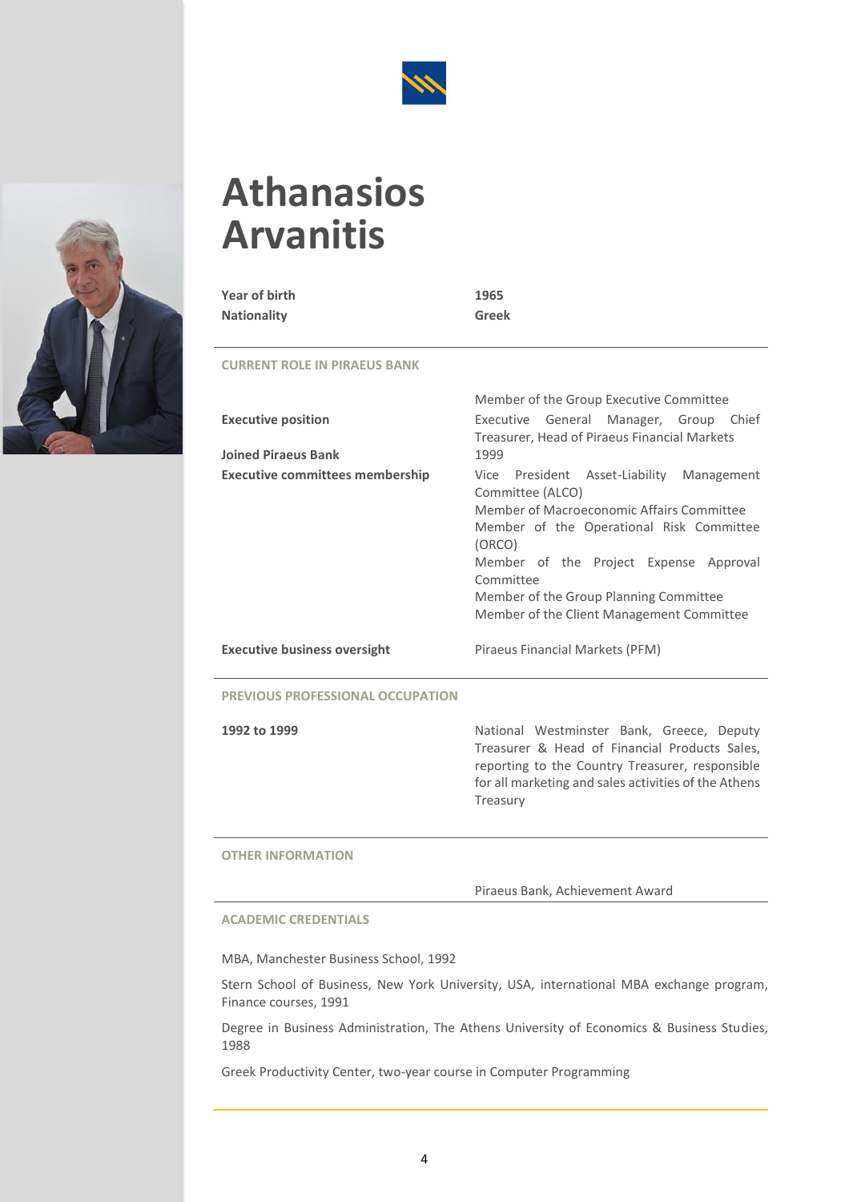# Athanasios Arvanitis

| | |
|---|---|
| **Year of birth** | **1965** |
| **Nationality** | **Greek** |

## CURRENT ROLE IN PIRAEUS BANK

| | |
|---|---|
| | Member of the Group Executive Committee |
| **Executive position** | Executive General Manager, Group Chief Treasurer, Head of Piraeus Financial Markets |
| **Joined Piraeus Bank** | 1999 |
| **Executive committees membership** | Vice President Asset-Liability Management Committee (ALCO)<br>Member of Macroeconomic Affairs Committee<br>Member of the Operational Risk Committee (ORCO)<br>Member of the Project Expense Approval Committee<br>Member of the Group Planning Committee<br>Member of the Client Management Committee |
| **Executive business oversight** | Piraeus Financial Markets (PFM) |

## PREVIOUS PROFESSIONAL OCCUPATION

| | |
|---|---|
| **1992 to 1999** | National Westminster Bank, Greece, Deputy Treasurer & Head of Financial Products Sales, reporting to the Country Treasurer, responsible for all marketing and sales activities of the Athens Treasury |

## OTHER INFORMATION

Piraeus Bank, Achievement Award

## ACADEMIC CREDENTIALS

MBA, Manchester Business School, 1992

Stern School of Business, New York University, USA, international MBA exchange program, Finance courses, 1991

Degree in Business Administration, The Athens University of Economics & Business Studies, 1988

Greek Productivity Center, two-year course in Computer Programming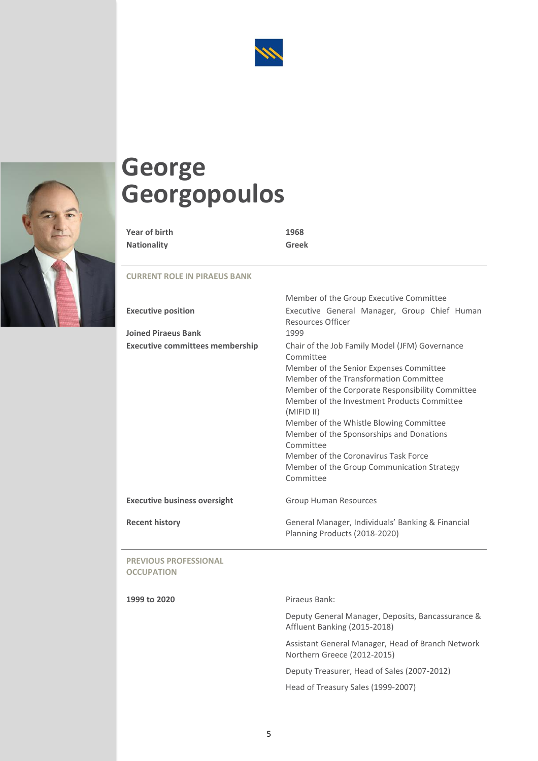# George Georgopoulos

| | |
|---|---|
| **Year of birth** | **1968** |
| **Nationality** | **Greek** |

## CURRENT ROLE IN PIRAEUS BANK

| | |
|---|---|
| | Member of the Group Executive Committee |
| **Executive position** | Executive General Manager, Group Chief Human Resources Officer |
| **Joined Piraeus Bank** | 1999 |
| **Executive committees membership** | Chair of the Job Family Model (JFM) Governance Committee<br>Member of the Senior Expenses Committee<br>Member of the Transformation Committee<br>Member of the Corporate Responsibility Committee<br>Member of the Investment Products Committee (MIFID II)<br>Member of the Whistle Blowing Committee<br>Member of the Sponsorships and Donations Committee<br>Member of the Coronavirus Task Force<br>Member of the Group Communication Strategy Committee |
| **Executive business oversight** | Group Human Resources |
| **Recent history** | General Manager, Individuals' Banking & Financial Planning Products (2018-2020) |

## PREVIOUS PROFESSIONAL OCCUPATION

| | |
|---|---|
| **1999 to 2020** | Piraeus Bank:<br>Deputy General Manager, Deposits, Bancassurance & Affluent Banking (2015-2018)<br>Assistant General Manager, Head of Branch Network Northern Greece (2012-2015)<br>Deputy Treasurer, Head of Sales (2007-2012)<br>Head of Treasury Sales (1999-2007) |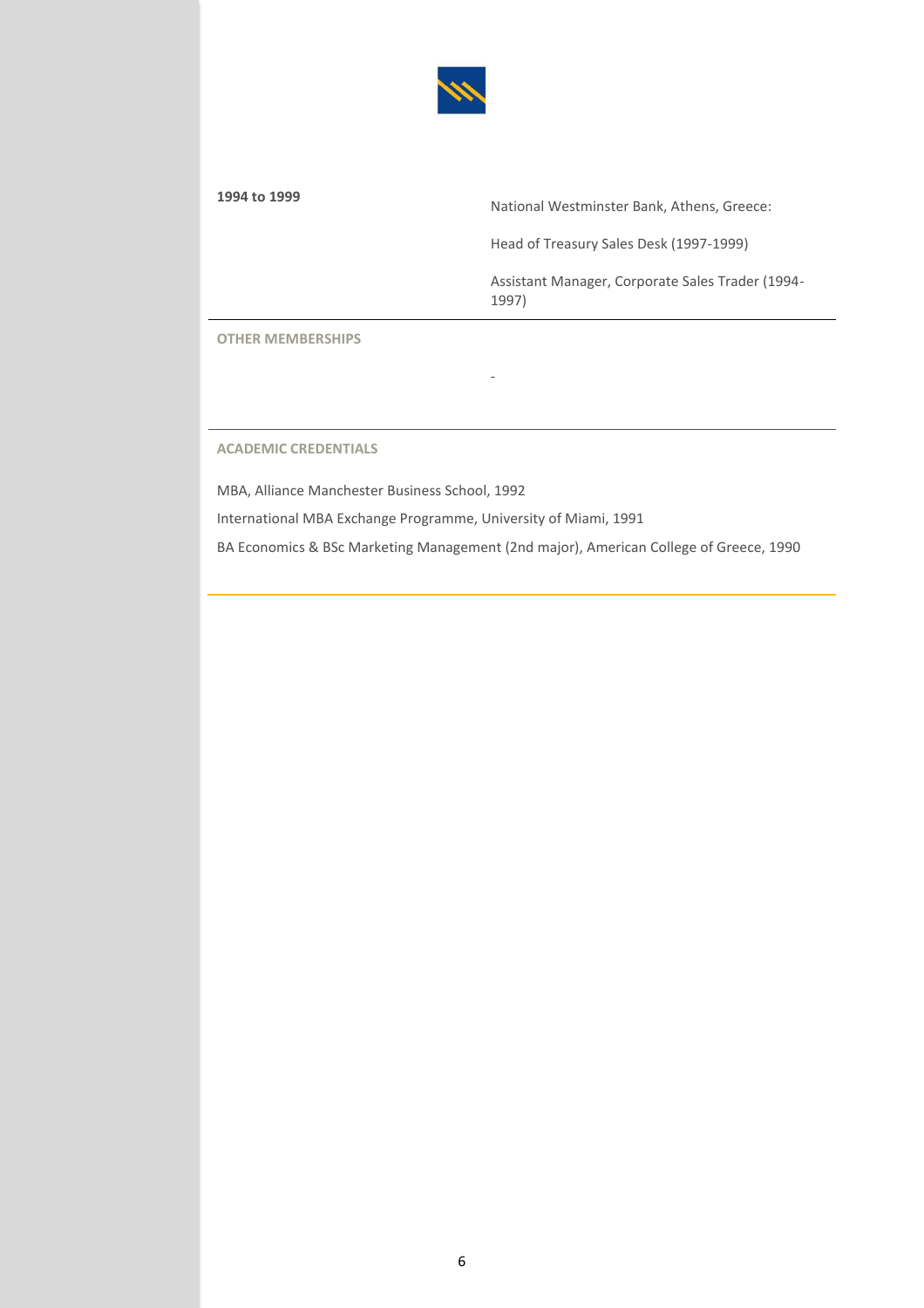| | |
|---|---|
| **1994 to 1999** | National Westminster Bank, Athens, Greece:<br><br>Head of Treasury Sales Desk (1997-1999)<br><br>Assistant Manager, Corporate Sales Trader (1994-1997) |

## OTHER MEMBERSHIPS

-

## ACADEMIC CREDENTIALS

MBA, Alliance Manchester Business School, 1992

International MBA Exchange Programme, University of Miami, 1991

BA Economics & BSc Marketing Management (2nd major), American College of Greece, 1990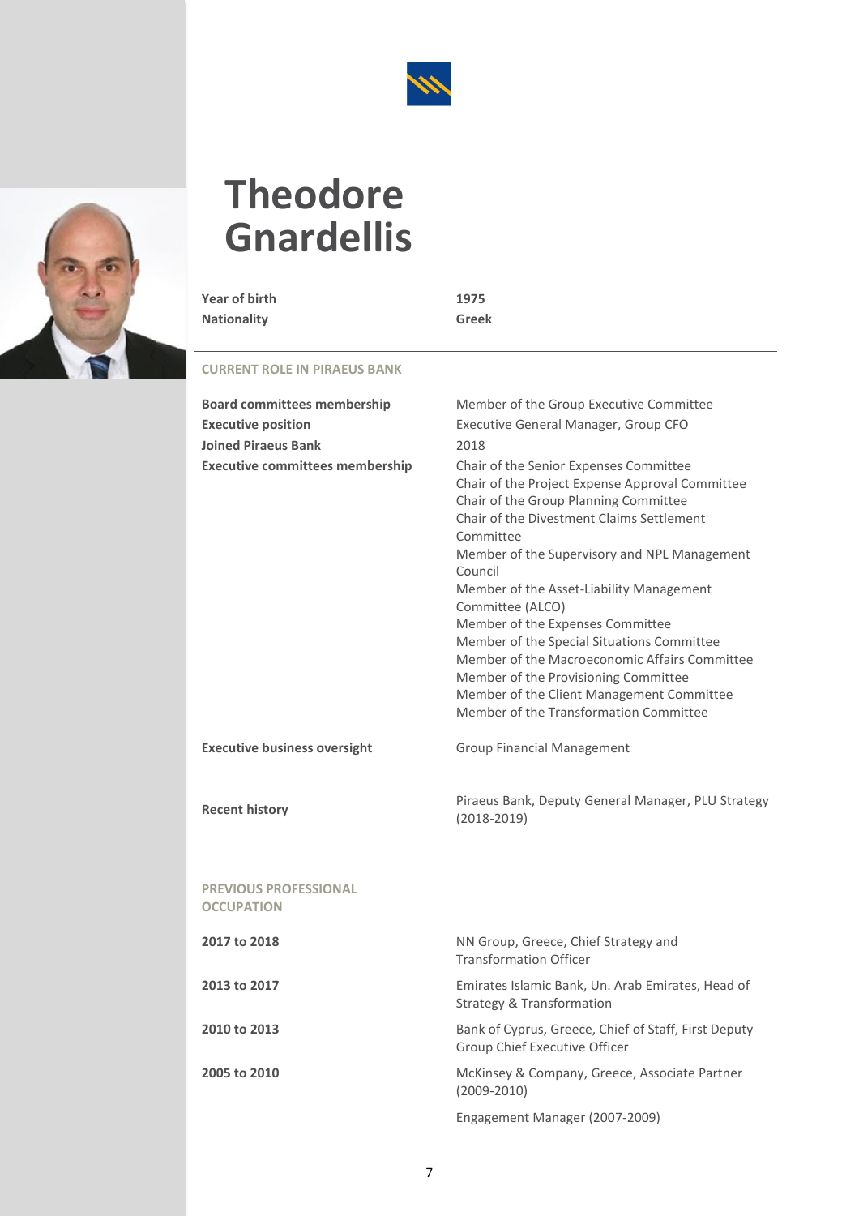# Theodore Gnardellis

| | |
|---|---|
| **Year of birth** | **1975** |
| **Nationality** | **Greek** |

**CURRENT ROLE IN PIRAEUS BANK**

| | |
|---|---|
| **Board committees membership** | Member of the Group Executive Committee |
| **Executive position** | Executive General Manager, Group CFO |
| **Joined Piraeus Bank** | 2018 |
| **Executive committees membership** | Chair of the Senior Expenses Committee<br>Chair of the Project Expense Approval Committee<br>Chair of the Group Planning Committee<br>Chair of the Divestment Claims Settlement Committee<br>Member of the Supervisory and NPL Management Council<br>Member of the Asset-Liability Management Committee (ALCO)<br>Member of the Expenses Committee<br>Member of the Special Situations Committee<br>Member of the Macroeconomic Affairs Committee<br>Member of the Provisioning Committee<br>Member of the Client Management Committee<br>Member of the Transformation Committee |
| **Executive business oversight** | Group Financial Management |
| **Recent history** | Piraeus Bank, Deputy General Manager, PLU Strategy (2018-2019) |

**PREVIOUS PROFESSIONAL OCCUPATION**

| | |
|---|---|
| **2017 to 2018** | NN Group, Greece, Chief Strategy and Transformation Officer |
| **2013 to 2017** | Emirates Islamic Bank, Un. Arab Emirates, Head of Strategy & Transformation |
| **2010 to 2013** | Bank of Cyprus, Greece, Chief of Staff, First Deputy Group Chief Executive Officer |
| **2005 to 2010** | McKinsey & Company, Greece, Associate Partner (2009-2010)<br>Engagement Manager (2007-2009) |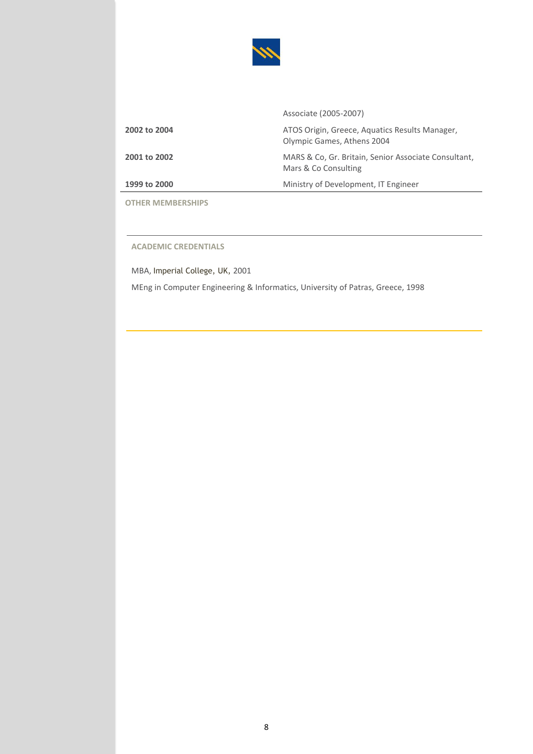| | |
|---|---|
| | Associate (2005-2007) |
| **2002 to 2004** | ATOS Origin, Greece, Aquatics Results Manager, Olympic Games, Athens 2004 |
| **2001 to 2002** | MARS & Co, Gr. Britain, Senior Associate Consultant, Mars & Co Consulting |
| **1999 to 2000** | Ministry of Development, IT Engineer |

**OTHER MEMBERSHIPS**

**ACADEMIC CREDENTIALS**

MBA, Imperial College, UK, 2001

MEng in Computer Engineering & Informatics, University of Patras, Greece, 1998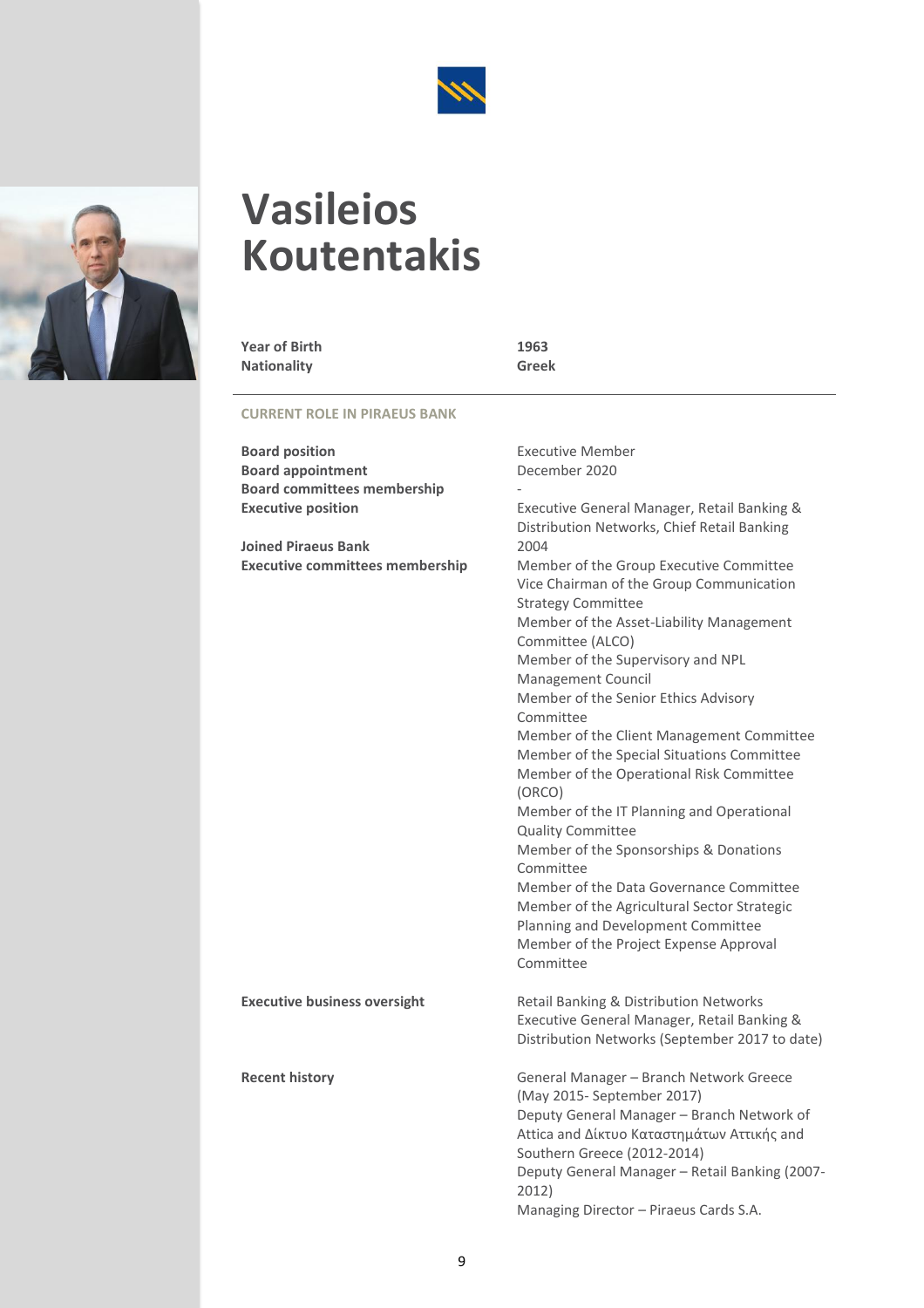# Vasileios Koutentakis

| | |
|---|---|
| **Year of Birth** | **1963** |
| **Nationality** | **Greek** |

## CURRENT ROLE IN PIRAEUS BANK

| | |
|---|---|
| **Board position** | Executive Member |
| **Board appointment** | December 2020 |
| **Board committees membership** | - |
| **Executive position** | Executive General Manager, Retail Banking & Distribution Networks, Chief Retail Banking |
| **Joined Piraeus Bank** | 2004 |
| **Executive committees membership** | Member of the Group Executive Committee<br>Vice Chairman of the Group Communication Strategy Committee<br>Member of the Asset-Liability Management Committee (ALCO)<br>Member of the Supervisory and NPL Management Council<br>Member of the Senior Ethics Advisory Committee<br>Member of the Client Management Committee<br>Member of the Special Situations Committee<br>Member of the Operational Risk Committee (ORCO)<br>Member of the IT Planning and Operational Quality Committee<br>Member of the Sponsorships & Donations Committee<br>Member of the Data Governance Committee<br>Member of the Agricultural Sector Strategic Planning and Development Committee<br>Member of the Project Expense Approval Committee |
| **Executive business oversight** | Retail Banking & Distribution Networks<br>Executive General Manager, Retail Banking & Distribution Networks (September 2017 to date) |
| **Recent history** | General Manager – Branch Network Greece (May 2015- September 2017)<br>Deputy General Manager – Branch Network of Attica and Δίκτυο Καταστημάτων Αττικής and Southern Greece (2012-2014)<br>Deputy General Manager – Retail Banking (2007-2012)<br>Managing Director – Piraeus Cards S.A. |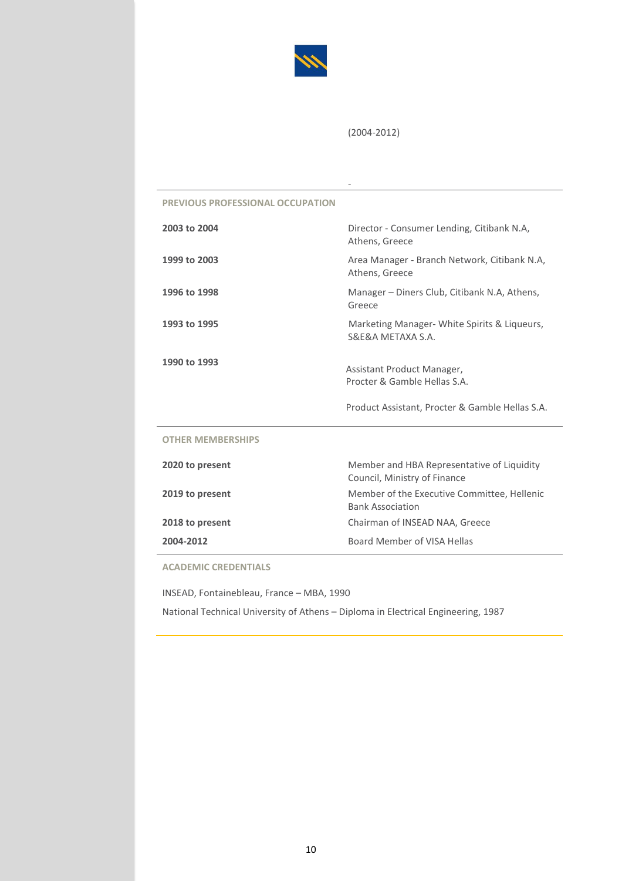(2004-2012)

-

## PREVIOUS PROFESSIONAL OCCUPATION

| | |
|---|---|
| **2003 to 2004** | Director - Consumer Lending, Citibank N.A, Athens, Greece |
| **1999 to 2003** | Area Manager - Branch Network, Citibank N.A, Athens, Greece |
| **1996 to 1998** | Manager – Diners Club, Citibank N.A, Athens, Greece |
| **1993 to 1995** | Marketing Manager- White Spirits & Liqueurs, S&E&A METAXA S.A. |
| **1990 to 1993** | Assistant Product Manager, Procter & Gamble Hellas S.A.<br>Product Assistant, Procter & Gamble Hellas S.A. |

## OTHER MEMBERSHIPS

| | |
|---|---|
| **2020 to present** | Member and HBA Representative of Liquidity Council, Ministry of Finance |
| **2019 to present** | Member of the Executive Committee, Hellenic Bank Association |
| **2018 to present** | Chairman of INSEAD NAA, Greece |
| **2004-2012** | Board Member of VISA Hellas |

## ACADEMIC CREDENTIALS

INSEAD, Fontainebleau, France – MBA, 1990

National Technical University of Athens – Diploma in Electrical Engineering, 1987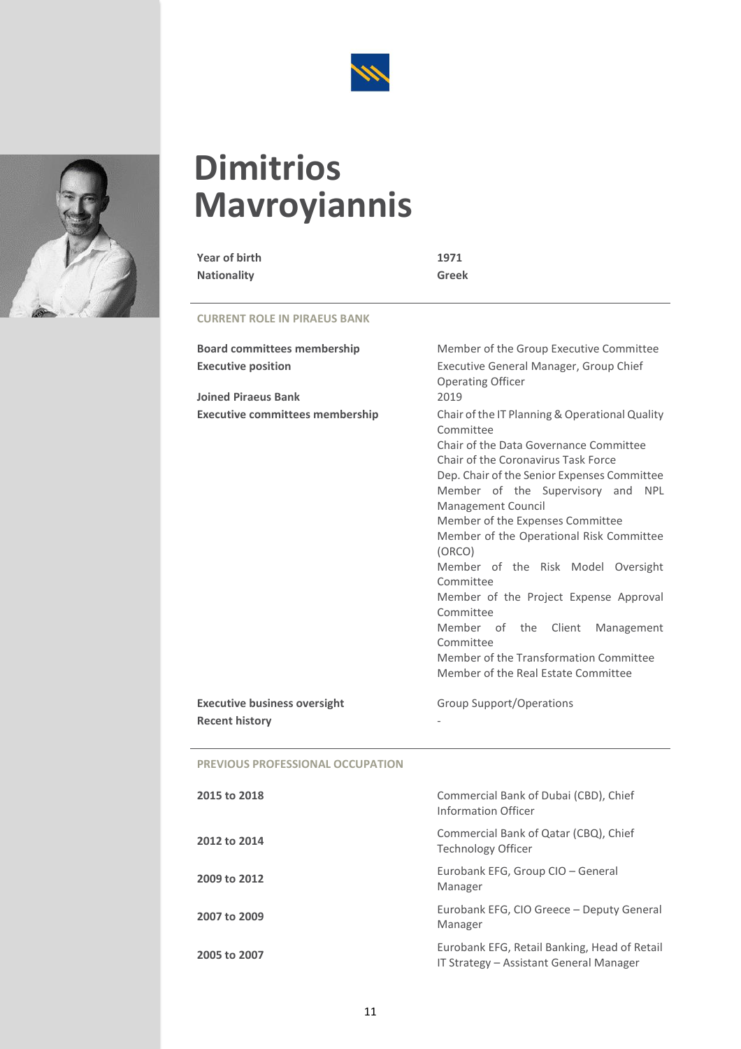# Dimitrios Mavroyiannis

| | |
|---|---|
| **Year of birth** | **1971** |
| **Nationality** | **Greek** |

## CURRENT ROLE IN PIRAEUS BANK

| | |
|---|---|
| **Board committees membership** | Member of the Group Executive Committee |
| **Executive position** | Executive General Manager, Group Chief Operating Officer |
| **Joined Piraeus Bank** | 2019 |
| **Executive committees membership** | Chair of the IT Planning & Operational Quality Committee<br>Chair of the Data Governance Committee<br>Chair of the Coronavirus Task Force<br>Dep. Chair of the Senior Expenses Committee<br>Member of the Supervisory and NPL Management Council<br>Member of the Expenses Committee<br>Member of the Operational Risk Committee (ORCO)<br>Member of the Risk Model Oversight Committee<br>Member of the Project Expense Approval Committee<br>Member of the Client Management Committee<br>Member of the Transformation Committee<br>Member of the Real Estate Committee |
| **Executive business oversight** | Group Support/Operations |
| **Recent history** | - |

## PREVIOUS PROFESSIONAL OCCUPATION

| | |
|---|---|
| **2015 to 2018** | Commercial Bank of Dubai (CBD), Chief Information Officer |
| **2012 to 2014** | Commercial Bank of Qatar (CBQ), Chief Technology Officer |
| **2009 to 2012** | Eurobank EFG, Group CIO – General Manager |
| **2007 to 2009** | Eurobank EFG, CIO Greece – Deputy General Manager |
| **2005 to 2007** | Eurobank EFG, Retail Banking, Head of Retail IT Strategy – Assistant General Manager |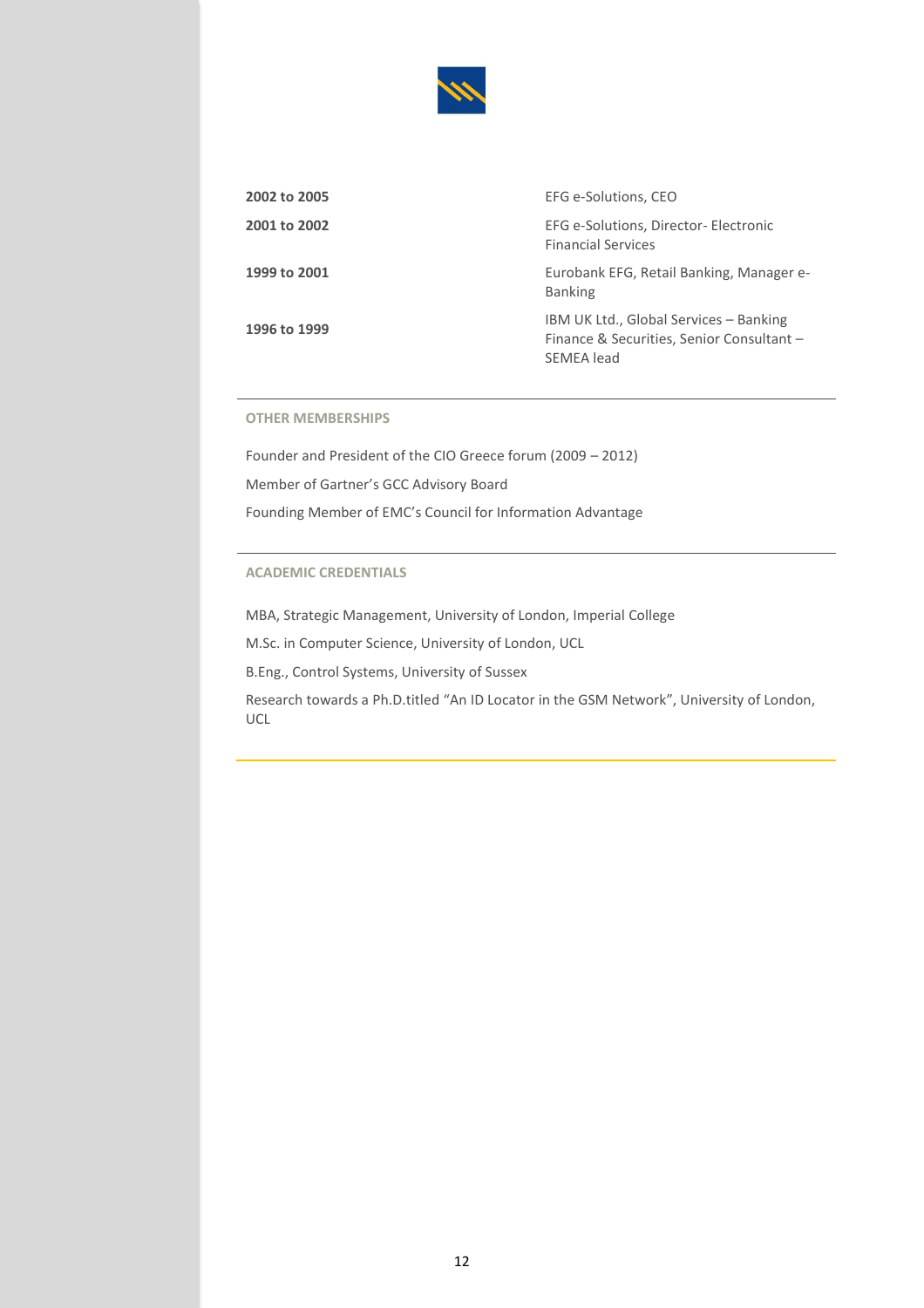| | |
|---|---|
| **2002 to 2005** | EFG e-Solutions, CEO |
| **2001 to 2002** | EFG e-Solutions, Director- Electronic Financial Services |
| **1999 to 2001** | Eurobank EFG, Retail Banking, Manager e-Banking |
| **1996 to 1999** | IBM UK Ltd., Global Services – Banking Finance & Securities, Senior Consultant – SEMEA lead |

## OTHER MEMBERSHIPS

Founder and President of the CIO Greece forum (2009 – 2012)

Member of Gartner's GCC Advisory Board

Founding Member of EMC's Council for Information Advantage

## ACADEMIC CREDENTIALS

MBA, Strategic Management, University of London, Imperial College

M.Sc. in Computer Science, University of London, UCL

B.Eng., Control Systems, University of Sussex

Research towards a Ph.D.titled "An ID Locator in the GSM Network", University of London, UCL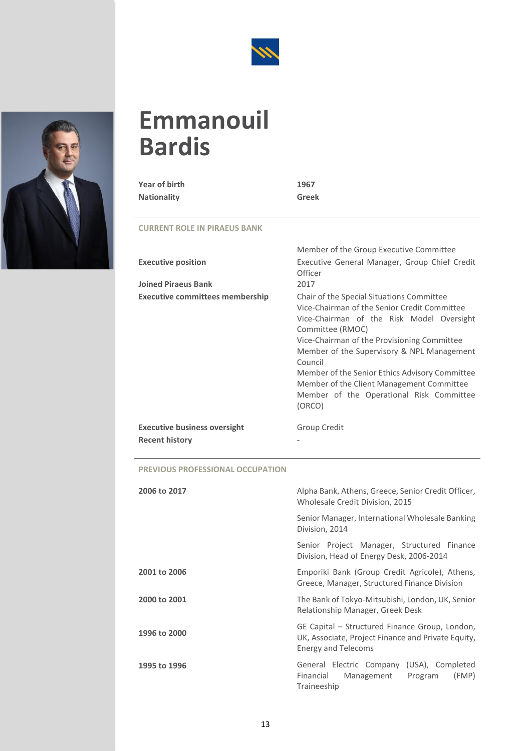# Emmanouil Bardis

| | |
|---|---|
| **Year of birth** | **1967** |
| **Nationality** | **Greek** |

## CURRENT ROLE IN PIRAEUS BANK

| | |
|---|---|
| | Member of the Group Executive Committee |
| **Executive position** | Executive General Manager, Group Chief Credit Officer |
| **Joined Piraeus Bank** | 2017 |
| **Executive committees membership** | Chair of the Special Situations Committee<br>Vice-Chairman of the Senior Credit Committee<br>Vice-Chairman of the Risk Model Oversight Committee (RMOC)<br>Vice-Chairman of the Provisioning Committee<br>Member of the Supervisory & NPL Management Council<br>Member of the Senior Ethics Advisory Committee<br>Member of the Client Management Committee<br>Member of the Operational Risk Committee (ORCO) |
| **Executive business oversight** | Group Credit |
| **Recent history** | - |

## PREVIOUS PROFESSIONAL OCCUPATION

| | |
|---|---|
| **2006 to 2017** | Alpha Bank, Athens, Greece, Senior Credit Officer, Wholesale Credit Division, 2015 |
| | Senior Manager, International Wholesale Banking Division, 2014 |
| | Senior Project Manager, Structured Finance Division, Head of Energy Desk, 2006-2014 |
| **2001 to 2006** | Emporiki Bank (Group Credit Agricole), Athens, Greece, Manager, Structured Finance Division |
| **2000 to 2001** | The Bank of Tokyo-Mitsubishi, London, UK, Senior Relationship Manager, Greek Desk |
| **1996 to 2000** | GE Capital – Structured Finance Group, London, UK, Associate, Project Finance and Private Equity, Energy and Telecoms |
| **1995 to 1996** | General Electric Company (USA), Completed Financial Management Program (FMP) Traineeship |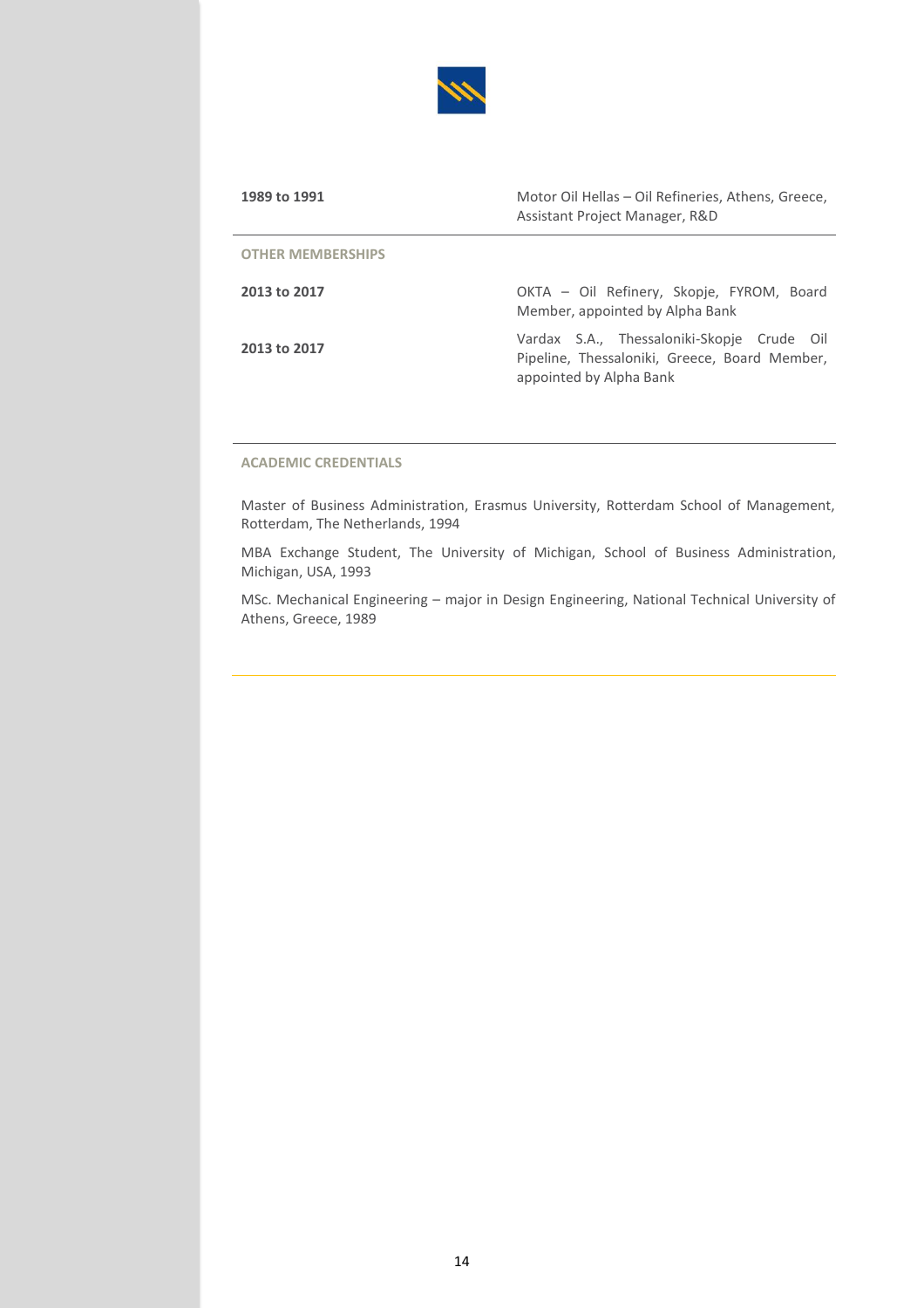| | |
|---|---|
| **1989 to 1991** | Motor Oil Hellas – Oil Refineries, Athens, Greece, Assistant Project Manager, R&D |

### OTHER MEMBERSHIPS

| | |
|---|---|
| **2013 to 2017** | OKTA – Oil Refinery, Skopje, FYROM, Board Member, appointed by Alpha Bank |
| **2013 to 2017** | Vardax S.A., Thessaloniki-Skopje Crude Oil Pipeline, Thessaloniki, Greece, Board Member, appointed by Alpha Bank |

### ACADEMIC CREDENTIALS

Master of Business Administration, Erasmus University, Rotterdam School of Management, Rotterdam, The Netherlands, 1994

MBA Exchange Student, The University of Michigan, School of Business Administration, Michigan, USA, 1993

MSc. Mechanical Engineering – major in Design Engineering, National Technical University of Athens, Greece, 1989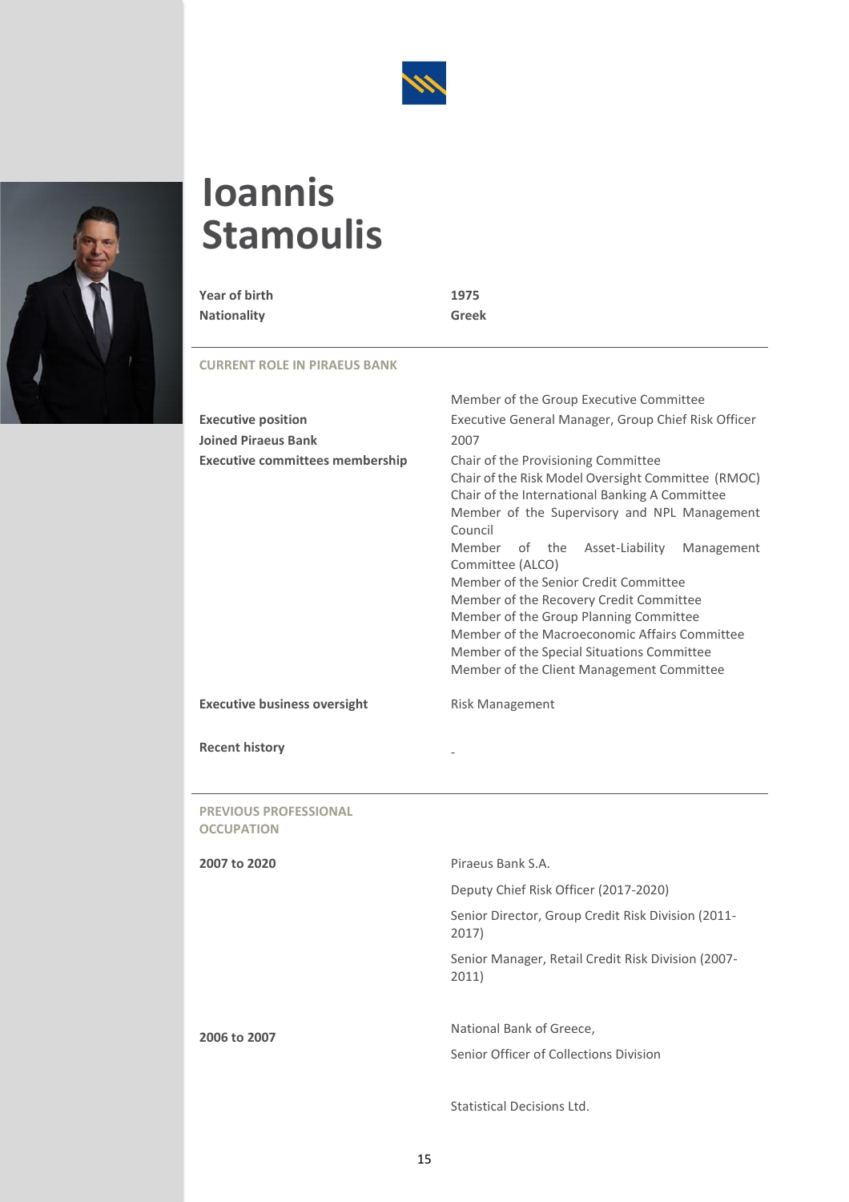# Ioannis Stamoulis

| | |
|---|---|
| **Year of birth** | **1975** |
| **Nationality** | **Greek** |

**CURRENT ROLE IN PIRAEUS BANK**

| | |
|---|---|
| | Member of the Group Executive Committee |
| **Executive position** | Executive General Manager, Group Chief Risk Officer |
| **Joined Piraeus Bank** | 2007 |
| **Executive committees membership** | Chair of the Provisioning Committee<br>Chair of the Risk Model Oversight Committee (RMOC)<br>Chair of the International Banking A Committee<br>Member of the Supervisory and NPL Management Council<br>Member of the Asset-Liability Management Committee (ALCO)<br>Member of the Senior Credit Committee<br>Member of the Recovery Credit Committee<br>Member of the Group Planning Committee<br>Member of the Macroeconomic Affairs Committee<br>Member of the Special Situations Committee<br>Member of the Client Management Committee |
| **Executive business oversight** | Risk Management |
| **Recent history** | - |

**PREVIOUS PROFESSIONAL OCCUPATION**

| | |
|---|---|
| **2007 to 2020** | Piraeus Bank S.A.<br>Deputy Chief Risk Officer (2017-2020)<br>Senior Director, Group Credit Risk Division (2011-2017)<br>Senior Manager, Retail Credit Risk Division (2007-2011) |
| **2006 to 2007** | National Bank of Greece,<br>Senior Officer of Collections Division |
| | Statistical Decisions Ltd. |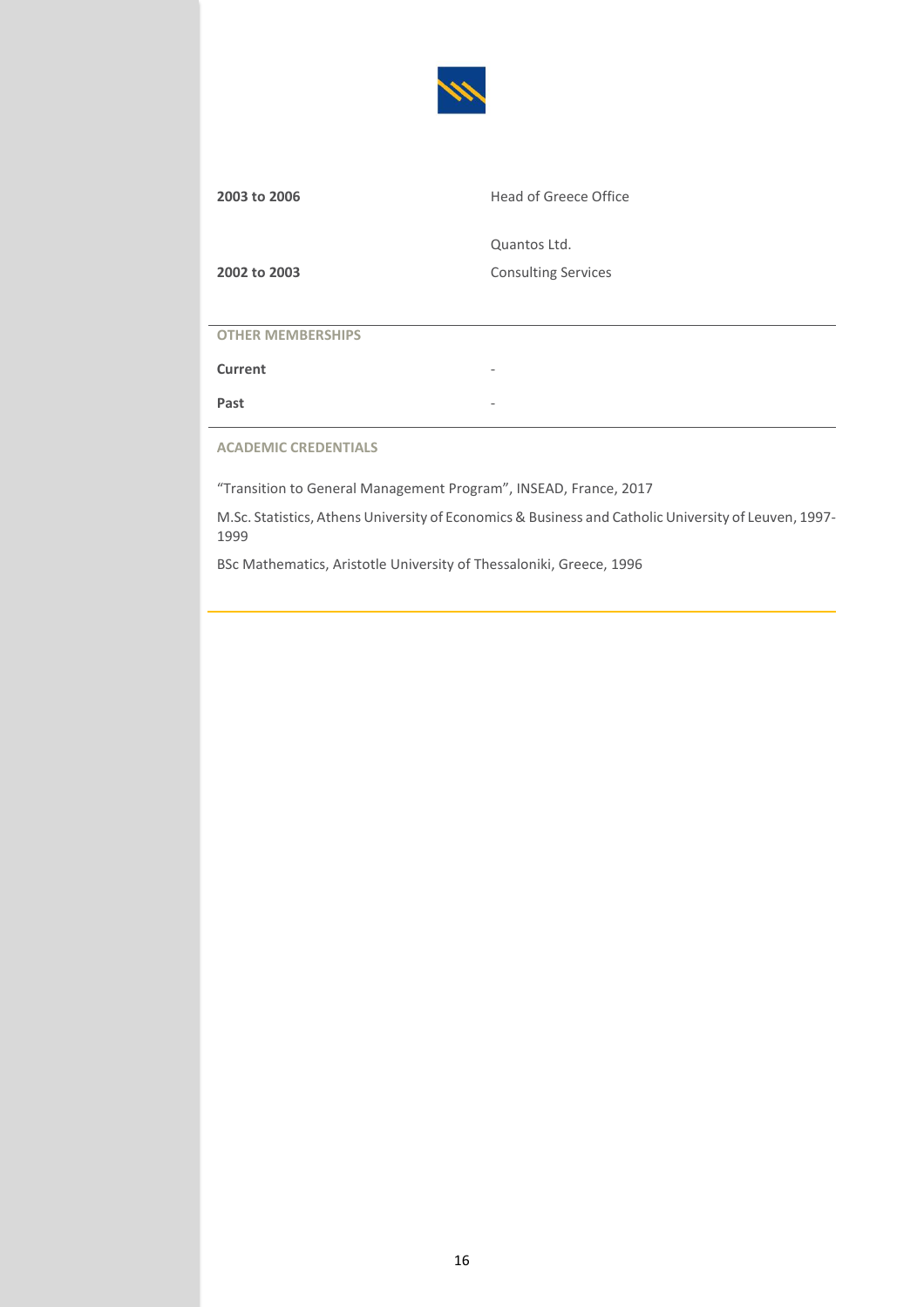| | |
|---|---|
| **2003 to 2006** | Head of Greece Office |
| | Quantos Ltd. |
| **2002 to 2003** | Consulting Services |

## OTHER MEMBERSHIPS

| | |
|---|---|
| **Current** | - |
| **Past** | - |

## ACADEMIC CREDENTIALS

“Transition to General Management Program”, INSEAD, France, 2017

M.Sc. Statistics, Athens University of Economics & Business and Catholic University of Leuven, 1997-1999

BSc Mathematics, Aristotle University of Thessaloniki, Greece, 1996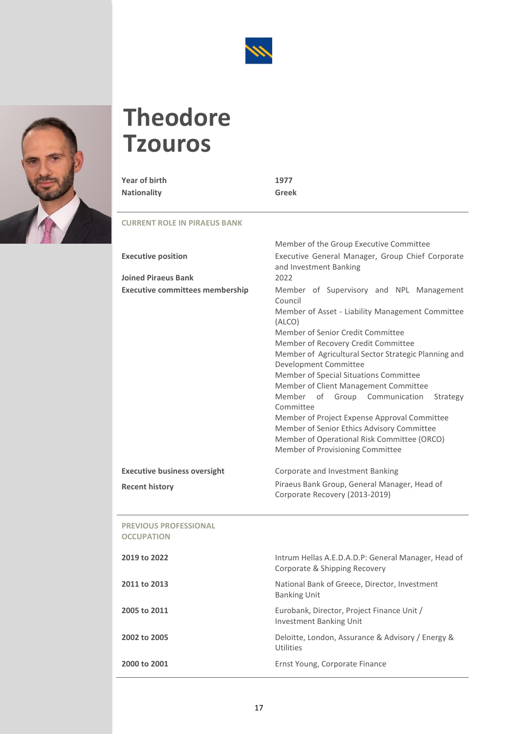# Theodore Tzouros

| | |
|---|---|
| **Year of birth** | **1977** |
| **Nationality** | **Greek** |

**CURRENT ROLE IN PIRAEUS BANK**

| | |
|---|---|
| | Member of the Group Executive Committee |
| **Executive position** | Executive General Manager, Group Chief Corporate and Investment Banking |
| **Joined Piraeus Bank** | 2022 |
| **Executive committees membership** | Member of Supervisory and NPL Management Council<br>Member of Asset - Liability Management Committee (ALCO)<br>Member of Senior Credit Committee<br>Member of Recovery Credit Committee<br>Member of Agricultural Sector Strategic Planning and Development Committee<br>Member of Special Situations Committee<br>Member of Client Management Committee<br>Member of Group Communication Strategy Committee<br>Member of Project Expense Approval Committee<br>Member of Senior Ethics Advisory Committee<br>Member of Operational Risk Committee (ORCO)<br>Member of Provisioning Committee |
| **Executive business oversight** | Corporate and Investment Banking |
| **Recent history** | Piraeus Bank Group, General Manager, Head of Corporate Recovery (2013-2019) |

**PREVIOUS PROFESSIONAL OCCUPATION**

| | |
|---|---|
| **2019 to 2022** | Intrum Hellas A.E.D.A.D.P: General Manager, Head of Corporate & Shipping Recovery |
| **2011 to 2013** | National Bank of Greece, Director, Investment Banking Unit |
| **2005 to 2011** | Eurobank, Director, Project Finance Unit / Investment Banking Unit |
| **2002 to 2005** | Deloitte, London, Assurance & Advisory / Energy & Utilities |
| **2000 to 2001** | Ernst Young, Corporate Finance |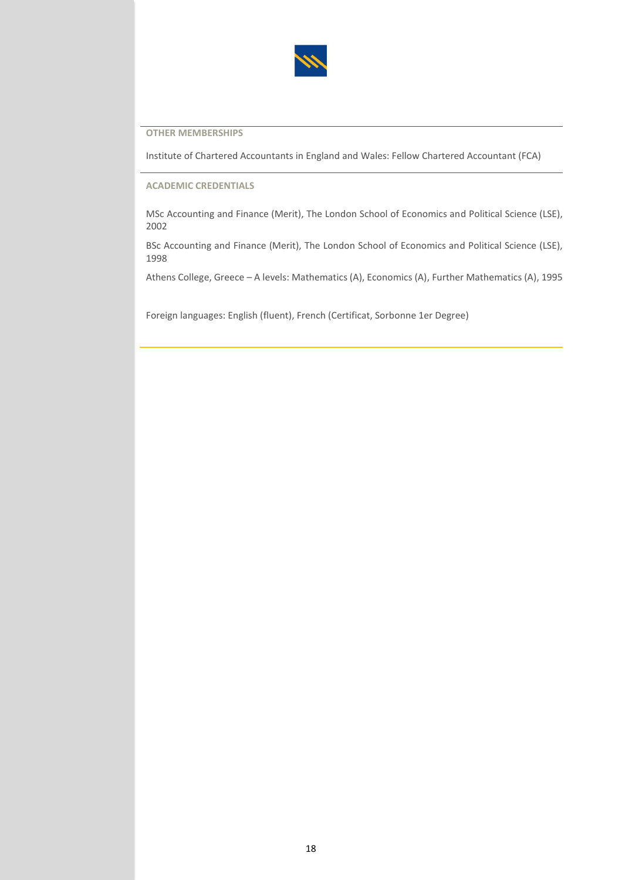## OTHER MEMBERSHIPS

Institute of Chartered Accountants in England and Wales: Fellow Chartered Accountant (FCA)

## ACADEMIC CREDENTIALS

MSc Accounting and Finance (Merit), The London School of Economics and Political Science (LSE), 2002

BSc Accounting and Finance (Merit), The London School of Economics and Political Science (LSE), 1998

Athens College, Greece – A levels: Mathematics (A), Economics (A), Further Mathematics (A), 1995

Foreign languages: English (fluent), French (Certificat, Sorbonne 1er Degree)